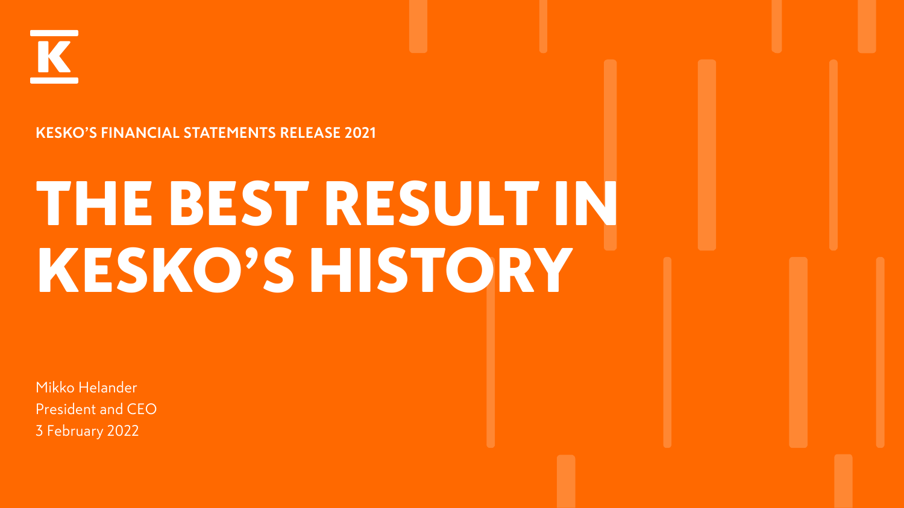KESKO'S FINANCIAL STATEMENTS RELEASE 2021

# THE BEST RESULT IN KESKO'S HISTORY

Mikko Helander
President and CEO
3 February 2022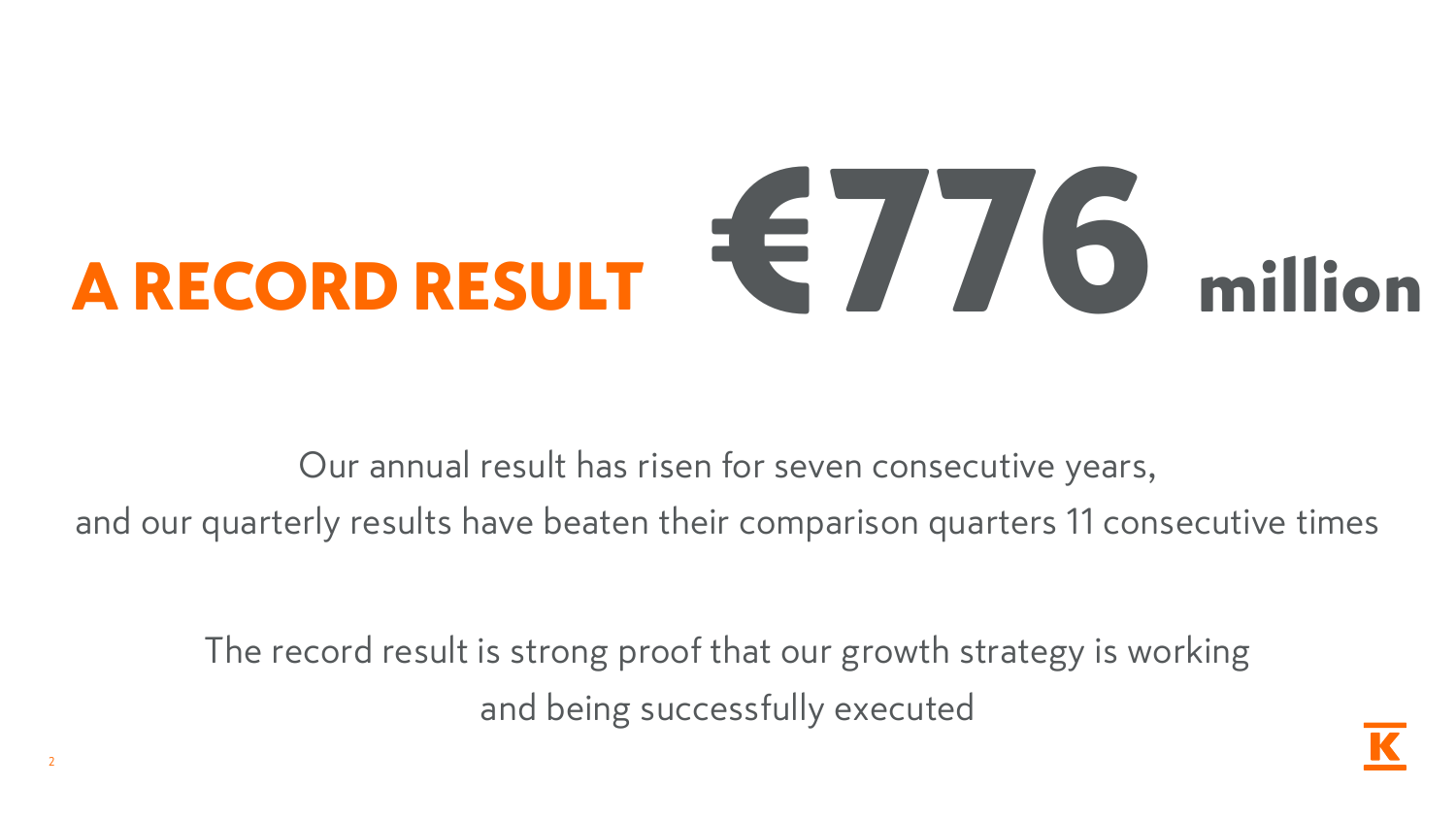# A RECORD RESULT €776 million

Our annual result has risen for seven consecutive years, and our quarterly results have beaten their comparison quarters 11 consecutive times

The record result is strong proof that our growth strategy is working and being successfully executed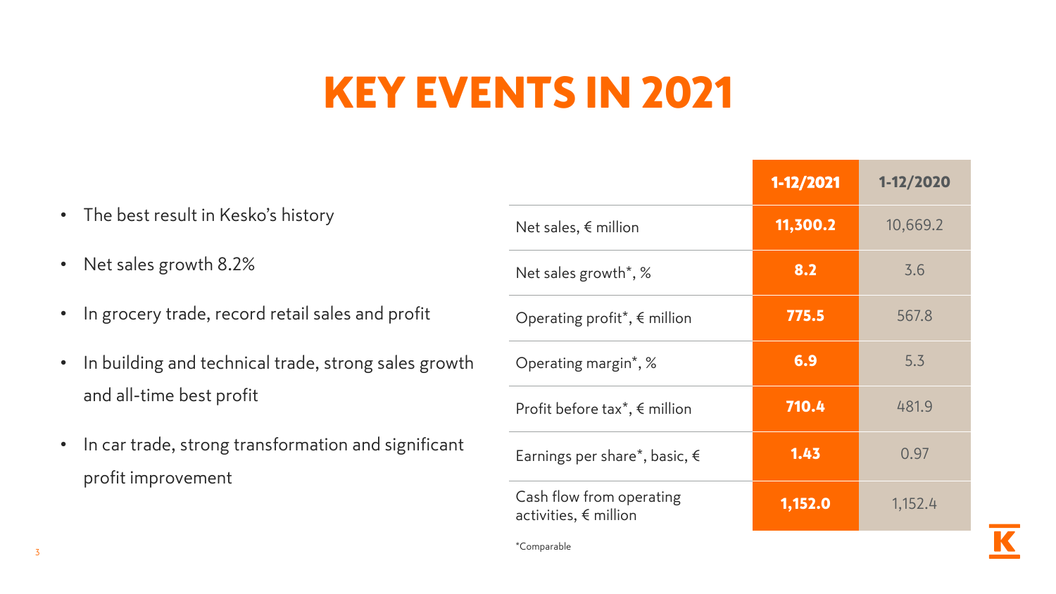# KEY EVENTS IN 2021

- The best result in Kesko's history
- Net sales growth 8.2%
- In grocery trade, record retail sales and profit
- In building and technical trade, strong sales growth and all-time best profit
- In car trade, strong transformation and significant profit improvement

| | 1-12/2021 | 1-12/2020 |
|---|---|---|
| Net sales, € million | **11,300.2** | 10,669.2 |
| Net sales growth*, % | **8.2** | 3.6 |
| Operating profit*, € million | **775.5** | 567.8 |
| Operating margin*, % | **6.9** | 5.3 |
| Profit before tax*, € million | **710.4** | 481.9 |
| Earnings per share*, basic, € | **1.43** | 0.97 |
| Cash flow from operating activities, € million | **1,152.0** | 1,152.4 |

*Comparable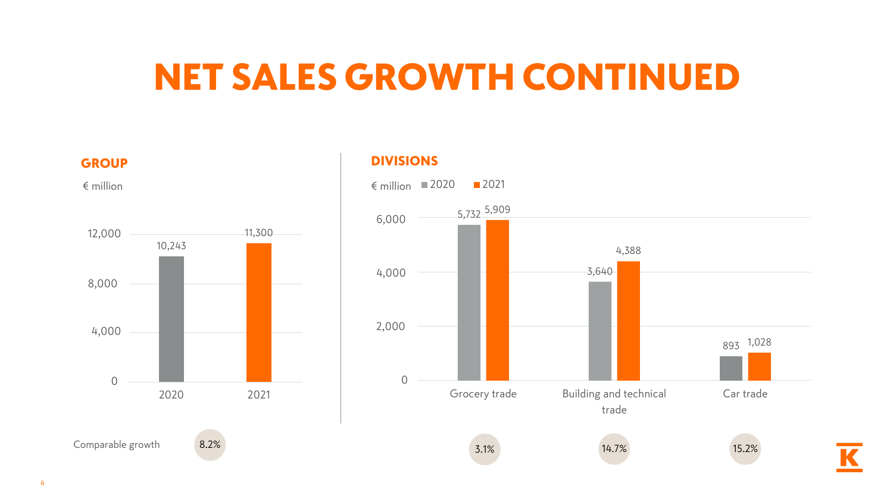# NET SALES GROWTH CONTINUED

## GROUP

€ million

| | 2020 | 2021 |
|---|---|---|
| Net sales | 10,243 | 11,300 |

Comparable growth: 8.2%

## DIVISIONS

€ million

| | 2020 | 2021 | Comparable growth |
|---|---|---|---|
| Grocery trade | 5,732 | 5,909 | 3.1% |
| Building and technical trade | 3,640 | 4,388 | 14.7% |
| Car trade | 893 | 1,028 | 15.2% |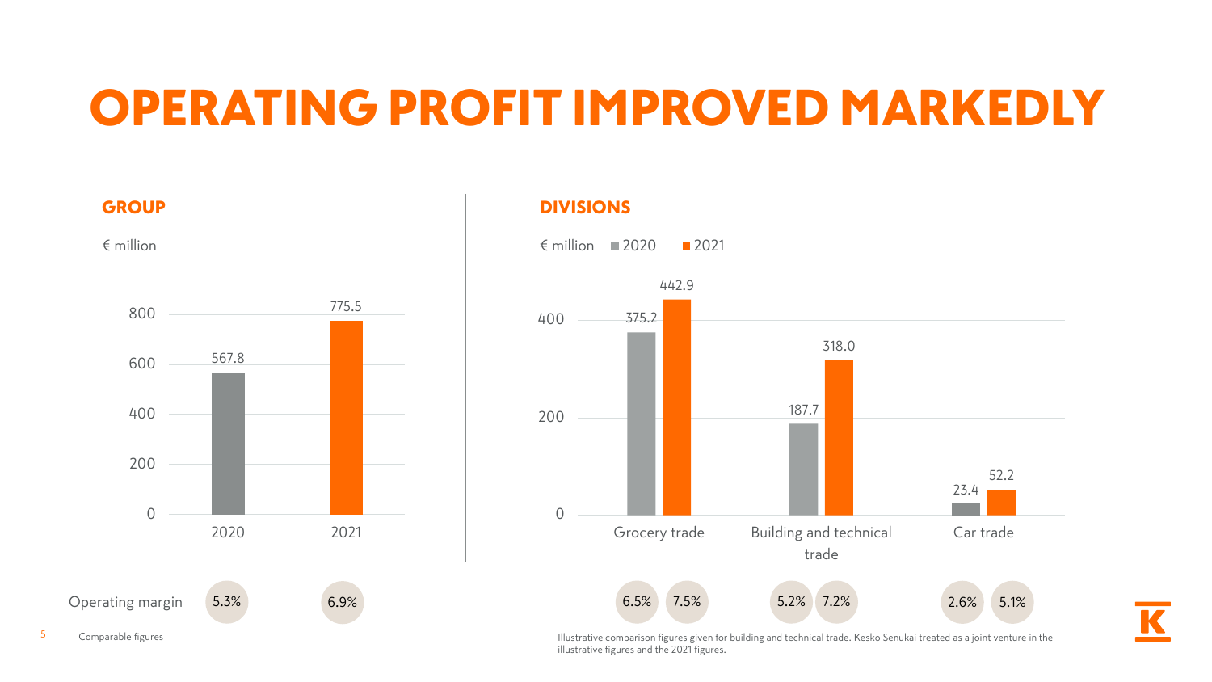# OPERATING PROFIT IMPROVED MARKEDLY

## GROUP

€ million

| | 2020 | 2021 |
|---|---|---|
| Operating profit | 567.8 | 775.5 |
| Operating margin | 5.3% | 6.9% |

Comparable figures

## DIVISIONS

€ million

| | 2020 | 2021 | Operating margin 2020 | Operating margin 2021 |
|---|---|---|---|---|
| Grocery trade | 375.2 | 442.9 | 6.5% | 7.5% |
| Building and technical trade | 187.7 | 318.0 | 5.2% | 7.2% |
| Car trade | 23.4 | 52.2 | 2.6% | 5.1% |

Illustrative comparison figures given for building and technical trade. Kesko Senukai treated as a joint venture in the illustrative figures and the 2021 figures.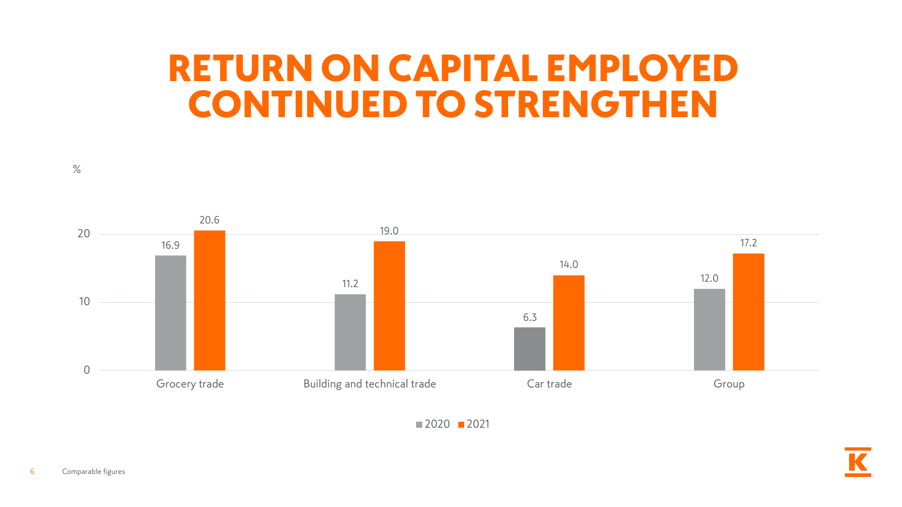# RETURN ON CAPITAL EMPLOYED CONTINUED TO STRENGTHEN

%

| | 2020 | 2021 |
|---|---|---|
| Grocery trade | 16.9 | 20.6 |
| Building and technical trade | 11.2 | 19.0 |
| Car trade | 6.3 | 14.0 |
| Group | 12.0 | 17.2 |

Comparable figures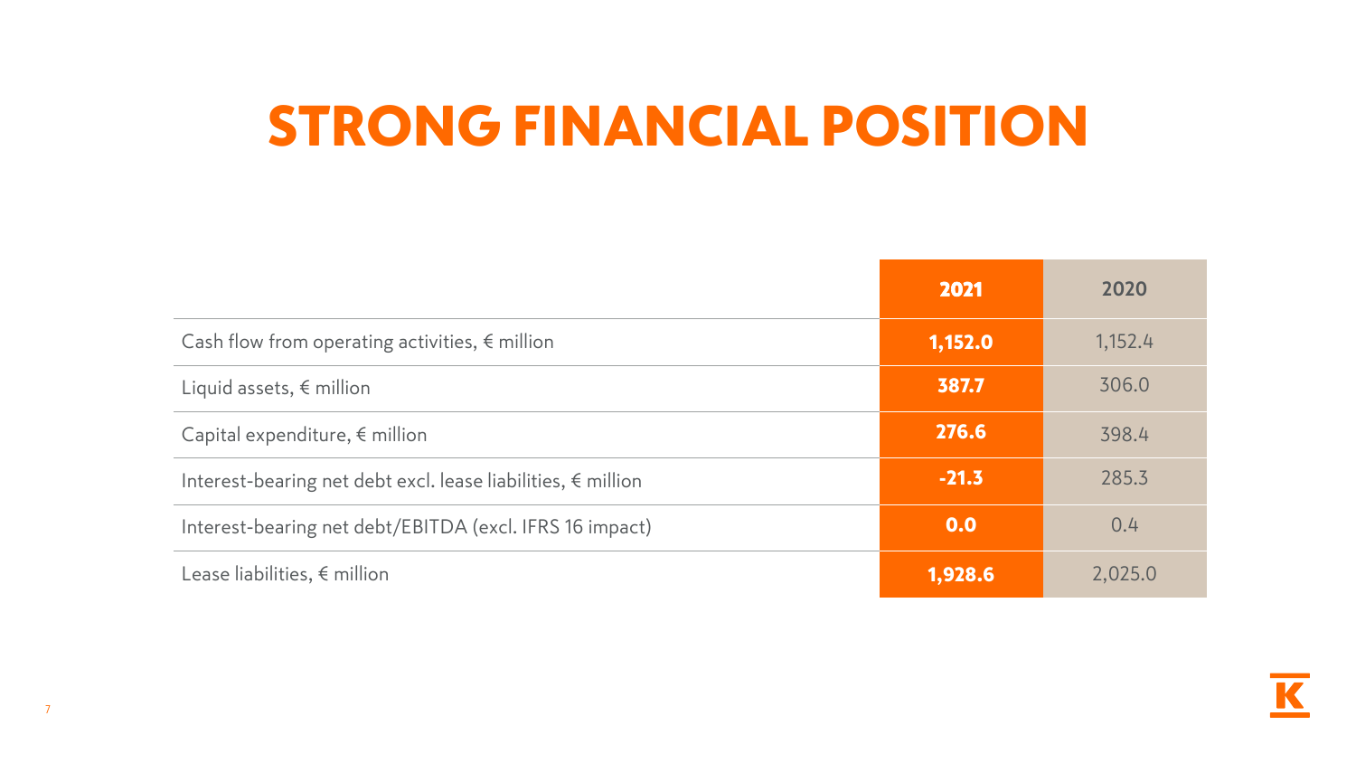# STRONG FINANCIAL POSITION

| | 2021 | 2020 |
|---|---|---|
| Cash flow from operating activities, € million | **1,152.0** | 1,152.4 |
| Liquid assets, € million | **387.7** | 306.0 |
| Capital expenditure, € million | **276.6** | 398.4 |
| Interest-bearing net debt excl. lease liabilities, € million | **-21.3** | 285.3 |
| Interest-bearing net debt/EBITDA (excl. IFRS 16 impact) | **0.0** | 0.4 |
| Lease liabilities, € million | **1,928.6** | 2,025.0 |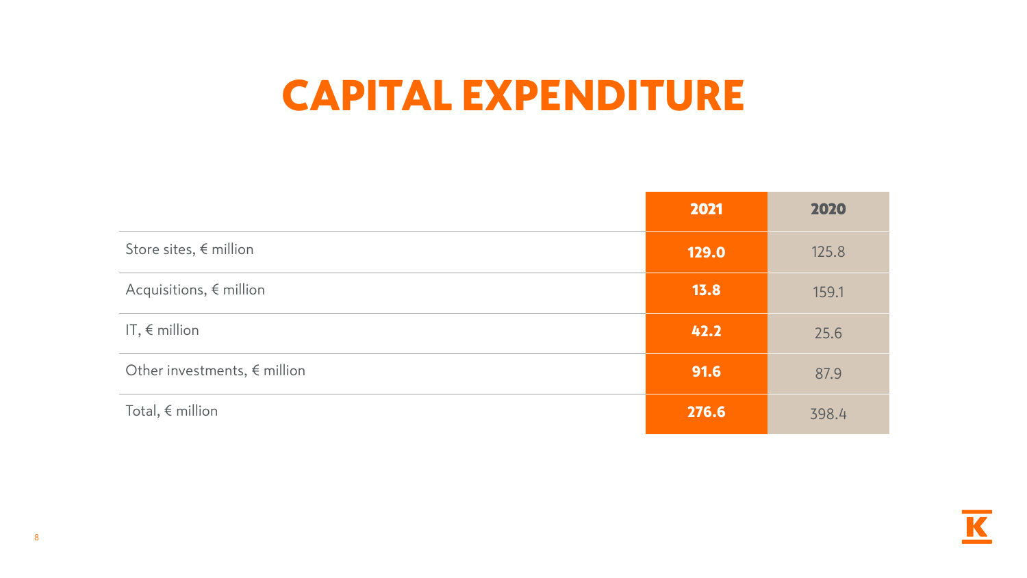# CAPITAL EXPENDITURE

| | 2021 | 2020 |
|---|---|---|
| Store sites, € million | 129.0 | 125.8 |
| Acquisitions, € million | 13.8 | 159.1 |
| IT, € million | 42.2 | 25.6 |
| Other investments, € million | 91.6 | 87.9 |
| Total, € million | 276.6 | 398.4 |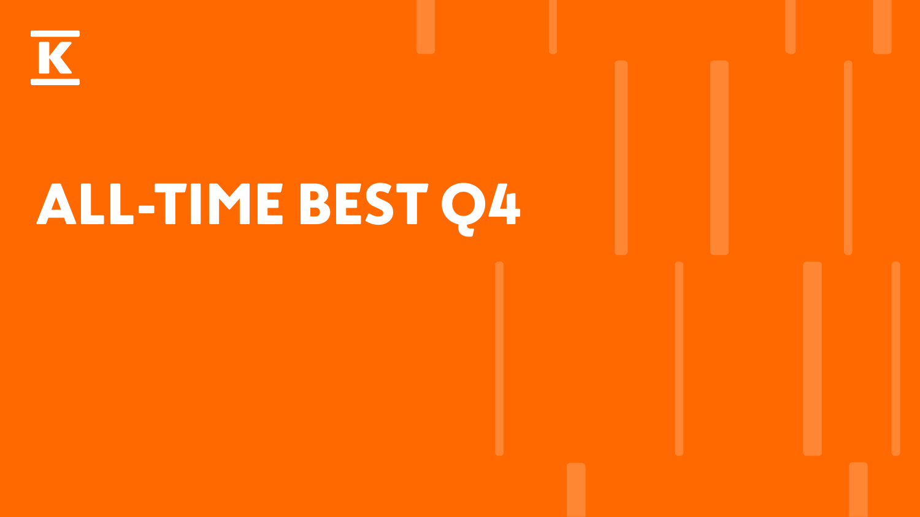# ALL-TIME BEST Q4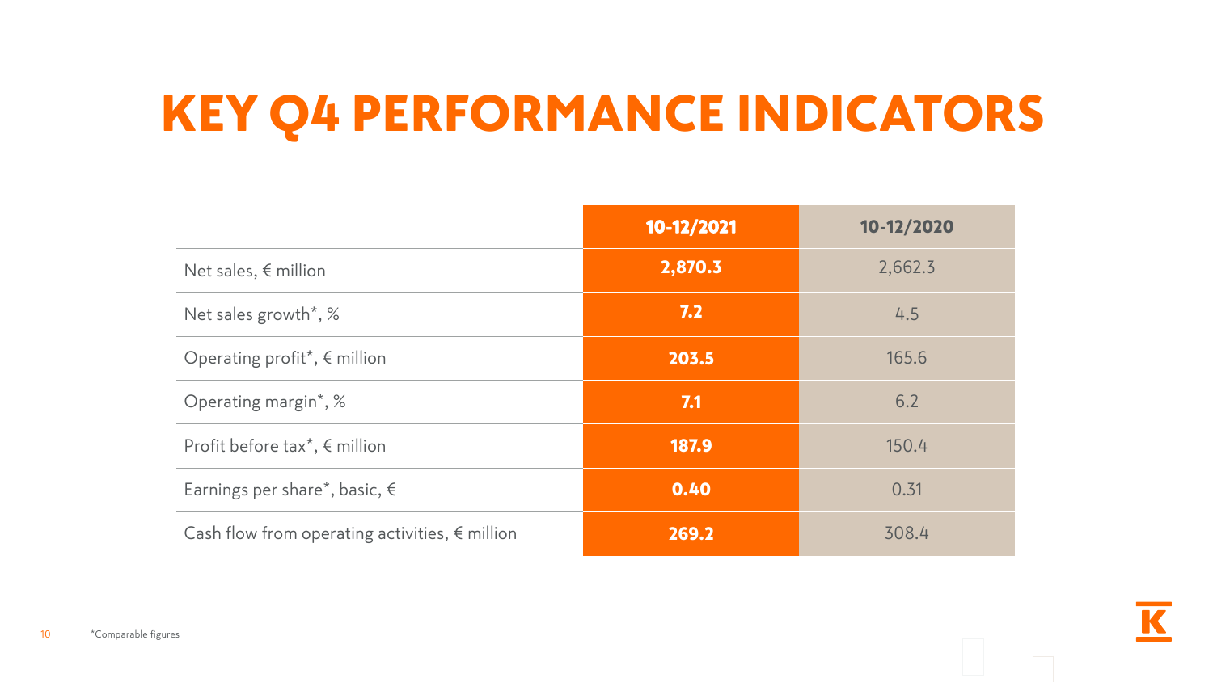# KEY Q4 PERFORMANCE INDICATORS

| | 10-12/2021 | 10-12/2020 |
|---|---|---|
| Net sales, € million | **2,870.3** | 2,662.3 |
| Net sales growth*, % | **7.2** | 4.5 |
| Operating profit*, € million | **203.5** | 165.6 |
| Operating margin*, % | **7.1** | 6.2 |
| Profit before tax*, € million | **187.9** | 150.4 |
| Earnings per share*, basic, € | **0.40** | 0.31 |
| Cash flow from operating activities, € million | **269.2** | 308.4 |

*Comparable figures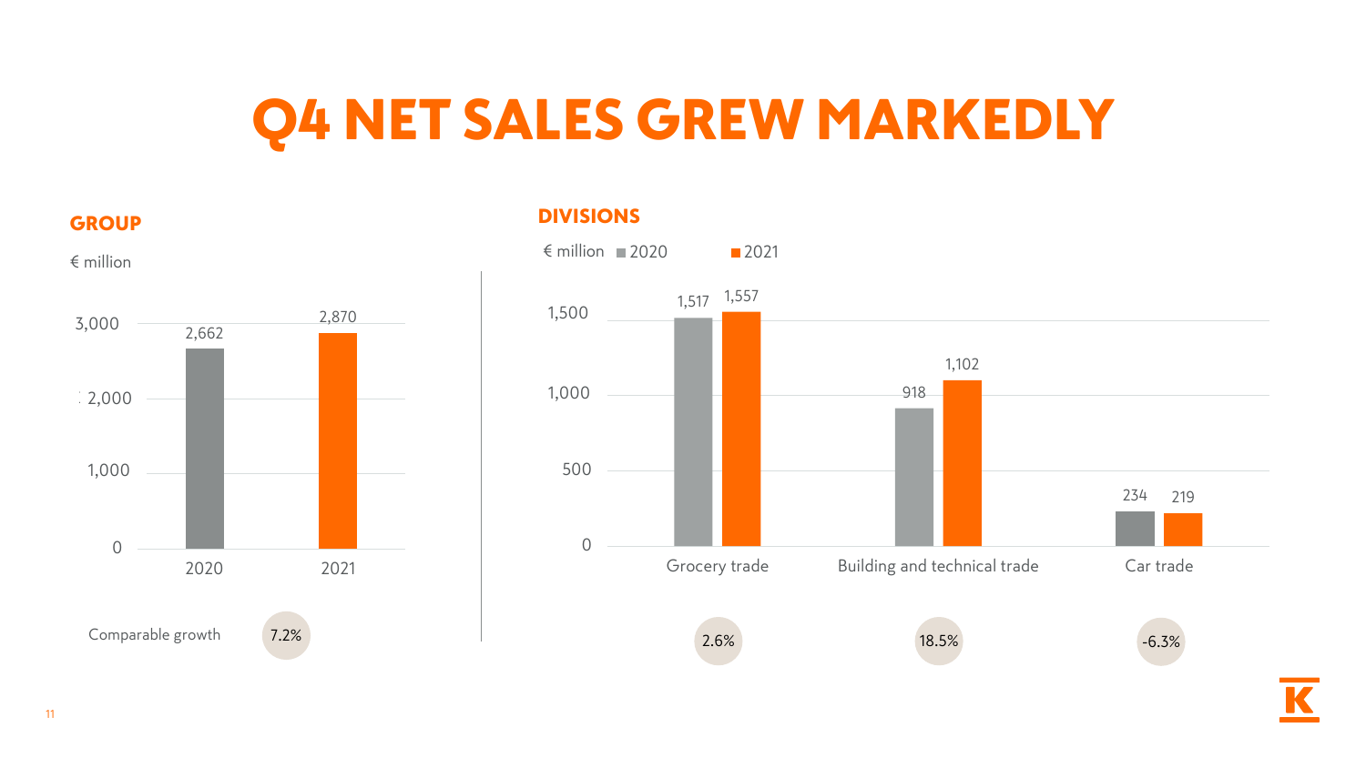# Q4 NET SALES GREW MARKEDLY

## GROUP

€ million

| | 2020 | 2021 |
|---|---|---|
| Net sales | 2,662 | 2,870 |

Comparable growth 7.2%

## DIVISIONS

€ million

| | 2020 | 2021 | Comparable growth |
|---|---|---|---|
| Grocery trade | 1,517 | 1,557 | 2.6% |
| Building and technical trade | 918 | 1,102 | 18.5% |
| Car trade | 234 | 219 | -6.3% |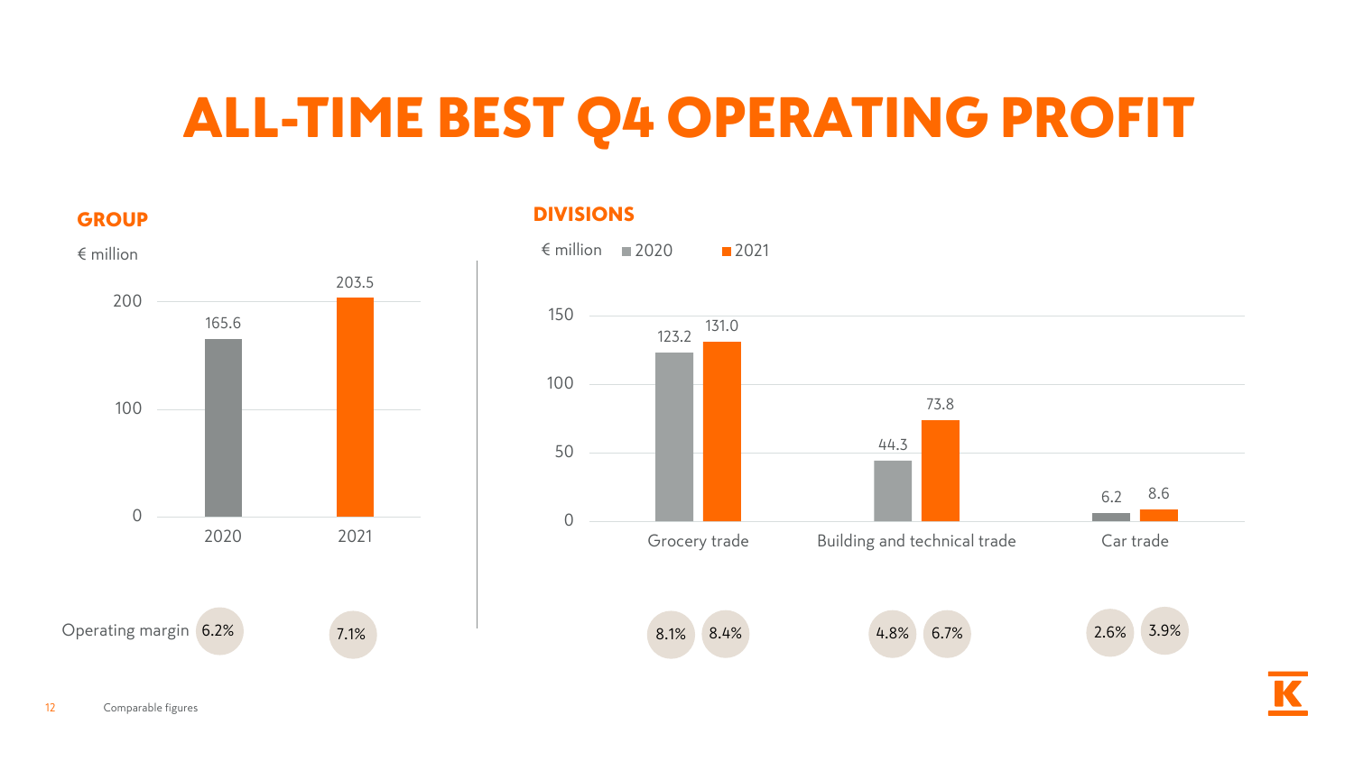# ALL-TIME BEST Q4 OPERATING PROFIT

## GROUP

€ million

| | 2020 | 2021 |
|---|---|---|
| Operating profit | 165.6 | 203.5 |
| Operating margin | 6.2% | 7.1% |

## DIVISIONS

€ million

| | 2020 | 2021 | Operating margin 2020 | Operating margin 2021 |
|---|---|---|---|---|
| Grocery trade | 123.2 | 131.0 | 8.1% | 8.4% |
| Building and technical trade | 44.3 | 73.8 | 4.8% | 6.7% |
| Car trade | 6.2 | 8.6 | 2.6% | 3.9% |

Comparable figures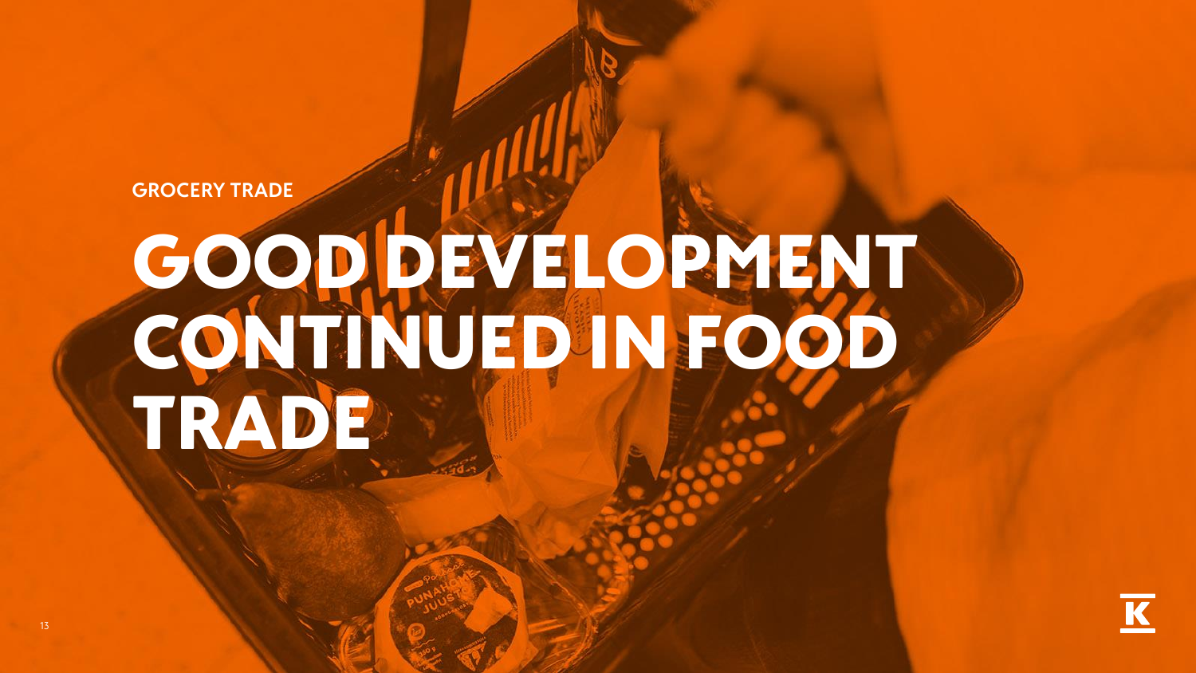GROCERY TRADE

# GOOD DEVELOPMENT CONTINUED IN FOOD TRADE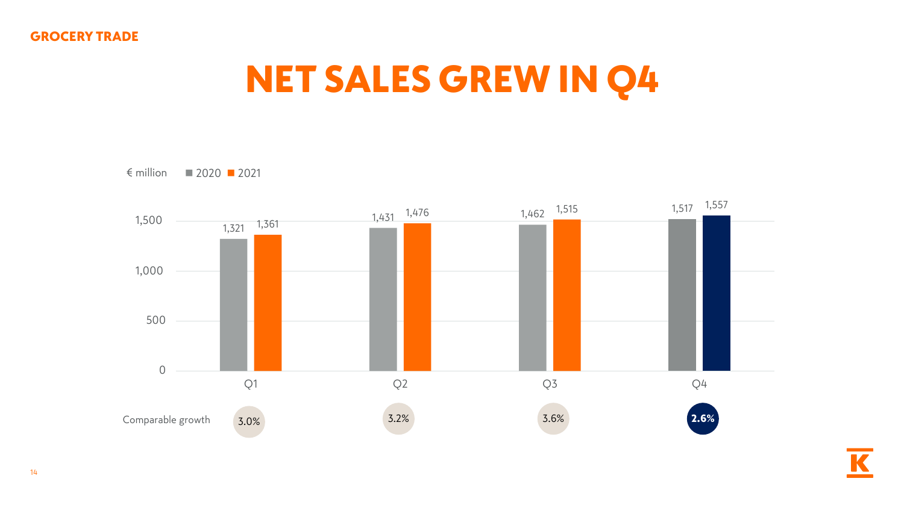GROCERY TRADE

# NET SALES GREW IN Q4

€ million

| | Q1 | Q2 | Q3 | Q4 |
|---|---|---|---|---|
| 2020 | 1,321 | 1,431 | 1,462 | 1,517 |
| 2021 | 1,361 | 1,476 | 1,515 | 1,557 |
| Comparable growth | 3.0% | 3.2% | 3.6% | **2.6%** |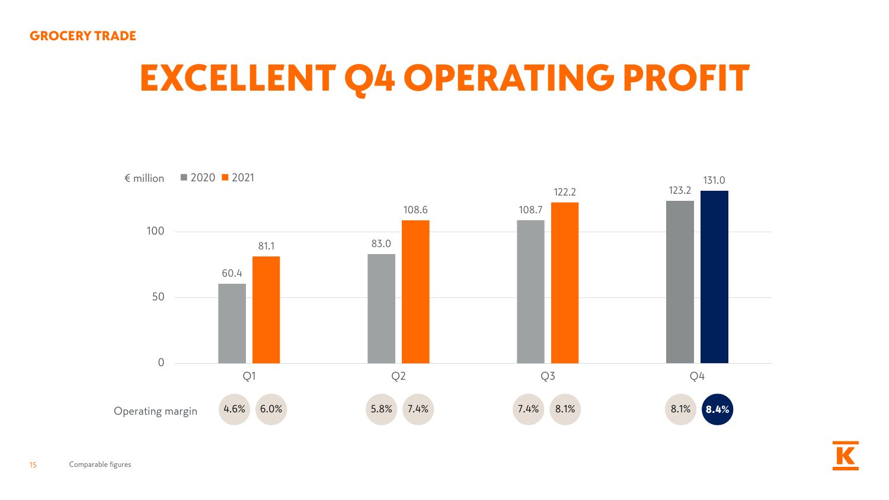GROCERY TRADE

# EXCELLENT Q4 OPERATING PROFIT

€ million

| | Q1 | Q2 | Q3 | Q4 |
|---|---|---|---|---|
| 2020 | 60.4 | 83.0 | 108.7 | 123.2 |
| 2021 | 81.1 | 108.6 | 122.2 | 131.0 |
| Operating margin 2020 | 4.6% | 5.8% | 7.4% | 8.1% |
| Operating margin 2021 | 6.0% | 7.4% | 8.1% | **8.4%** |

Comparable figures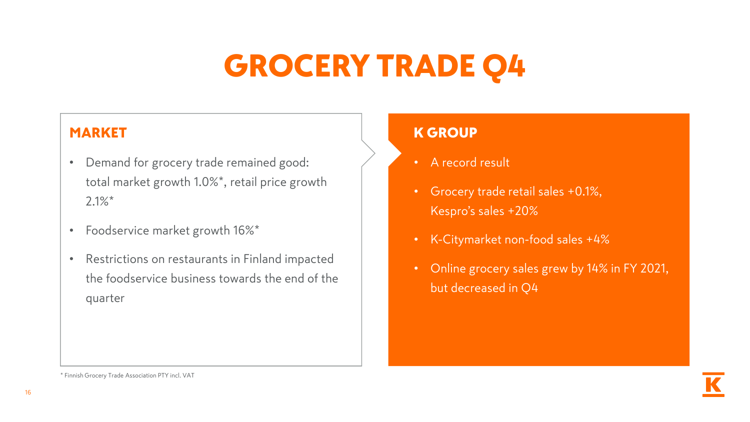# GROCERY TRADE Q4

## MARKET

- Demand for grocery trade remained good: total market growth 1.0%*, retail price growth 2.1%*
- Foodservice market growth 16%*
- Restrictions on restaurants in Finland impacted the foodservice business towards the end of the quarter

## K GROUP

- A record result
- Grocery trade retail sales +0.1%, Kespro's sales +20%
- K-Citymarket non-food sales +4%
- Online grocery sales grew by 14% in FY 2021, but decreased in Q4

* Finnish Grocery Trade Association PTY incl. VAT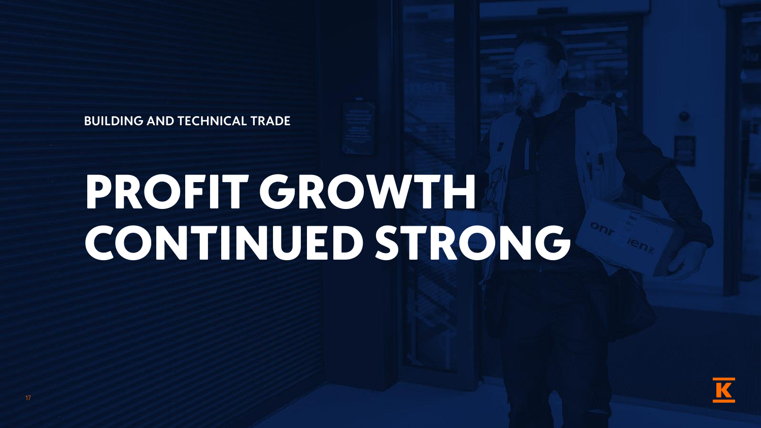BUILDING AND TECHNICAL TRADE

# PROFIT GROWTH CONTINUED STRONG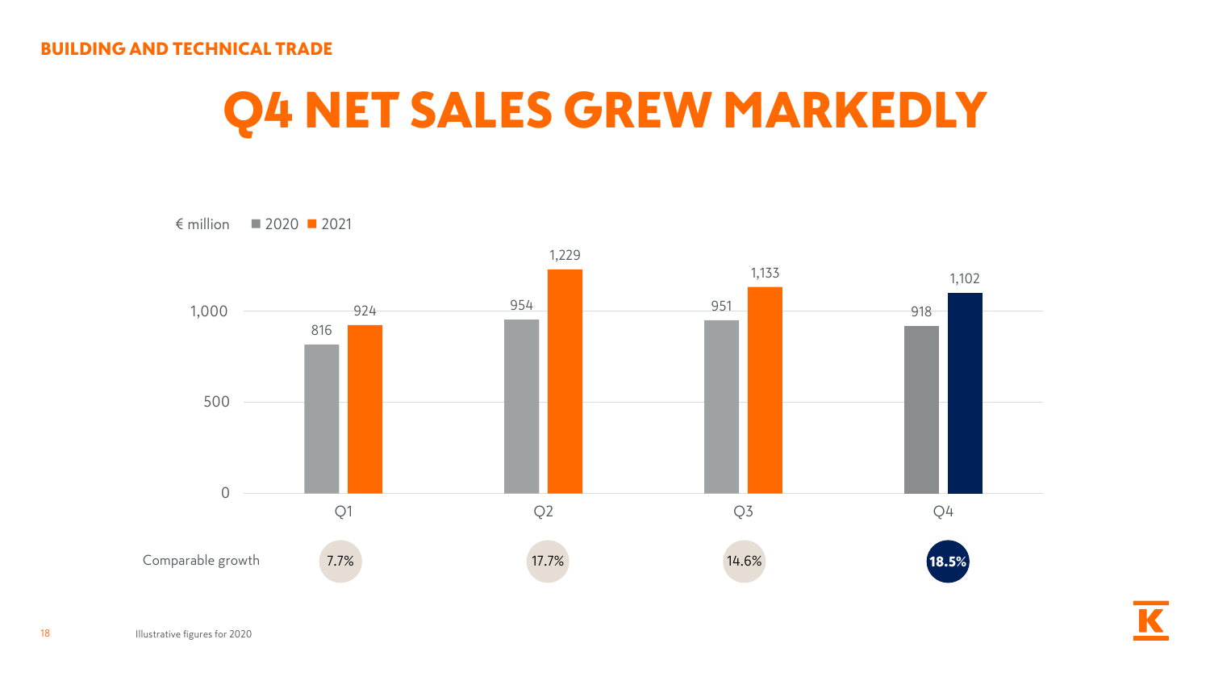BUILDING AND TECHNICAL TRADE

# Q4 NET SALES GREW MARKEDLY

€ million

| | Q1 | Q2 | Q3 | Q4 |
|---|---|---|---|---|
| 2020 | 816 | 954 | 951 | 918 |
| 2021 | 924 | 1,229 | 1,133 | 1,102 |
| Comparable growth | 7.7% | 17.7% | 14.6% | **18.5%** |

Illustrative figures for 2020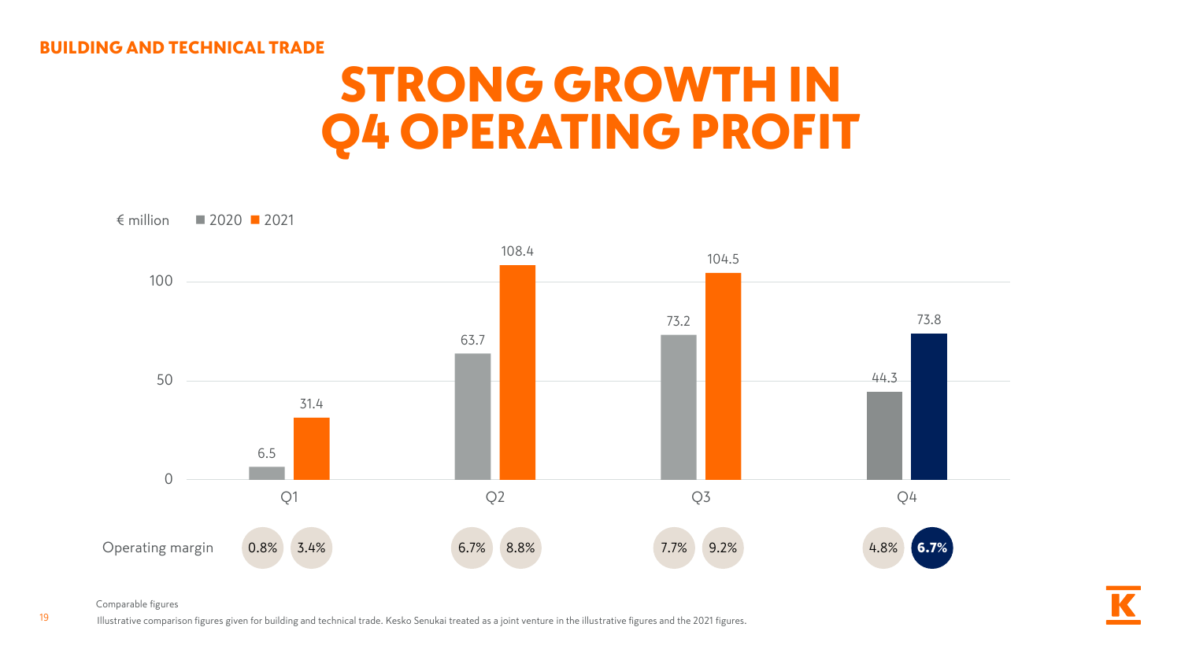BUILDING AND TECHNICAL TRADE

# STRONG GROWTH IN Q4 OPERATING PROFIT

€ million

| | Q1 | Q2 | Q3 | Q4 |
|---|---|---|---|---|
| 2020 | 6.5 | 63.7 | 73.2 | 44.3 |
| 2021 | 31.4 | 108.4 | 104.5 | 73.8 |
| Operating margin 2020 | 0.8% | 6.7% | 7.7% | 4.8% |
| Operating margin 2021 | 3.4% | 8.8% | 9.2% | **6.7%** |

Comparable figures

Illustrative comparison figures given for building and technical trade. Kesko Senukai treated as a joint venture in the illustrative figures and the 2021 figures.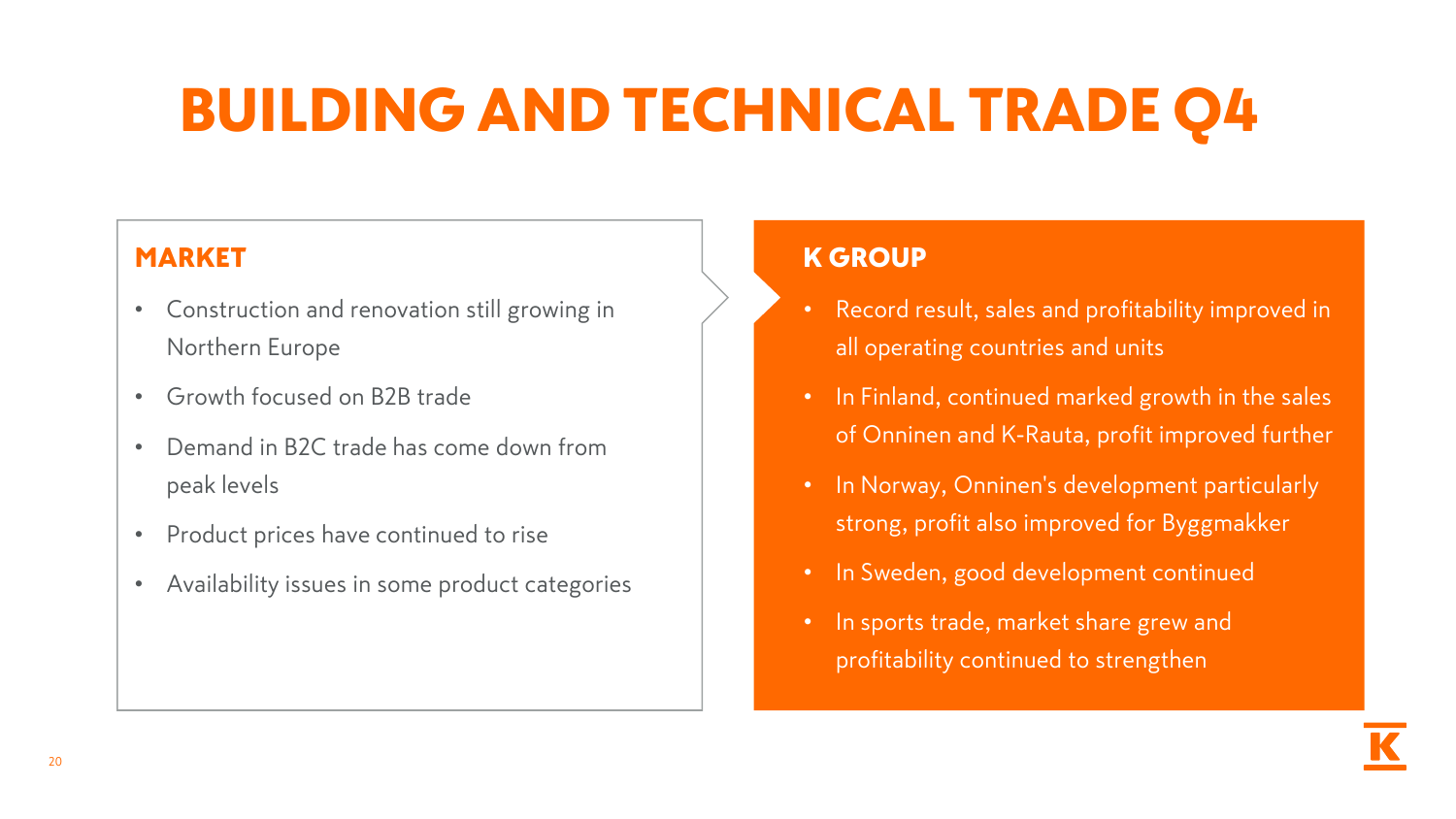# BUILDING AND TECHNICAL TRADE Q4

## MARKET

- Construction and renovation still growing in Northern Europe
- Growth focused on B2B trade
- Demand in B2C trade has come down from peak levels
- Product prices have continued to rise
- Availability issues in some product categories

## K GROUP

- Record result, sales and profitability improved in all operating countries and units
- In Finland, continued marked growth in the sales of Onninen and K-Rauta, profit improved further
- In Norway, Onninen's development particularly strong, profit also improved for Byggmakker
- In Sweden, good development continued
- In sports trade, market share grew and profitability continued to strengthen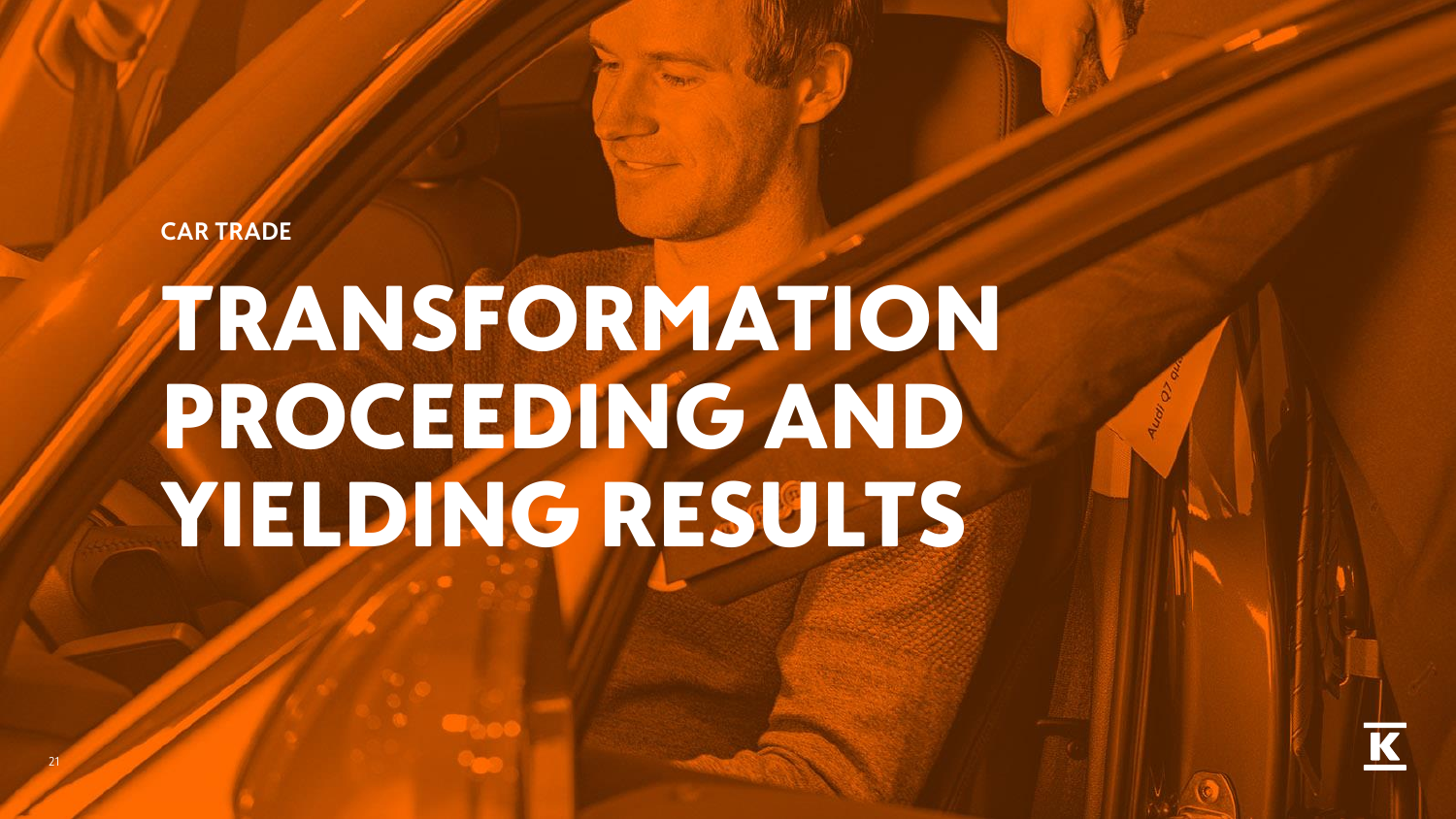CAR TRADE

# TRANSFORMATION PROCEEDING AND YIELDING RESULTS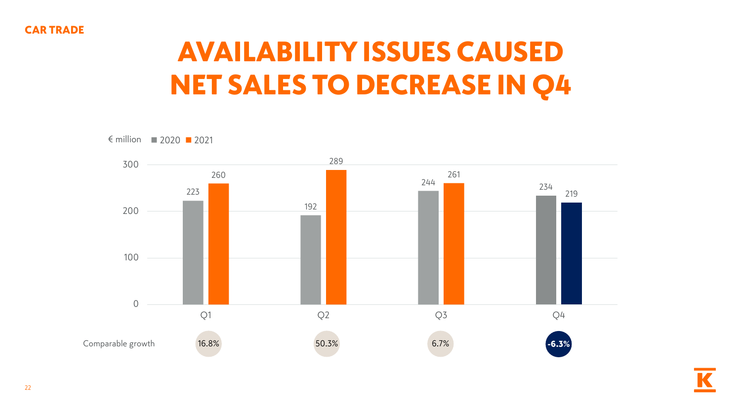CAR TRADE

# AVAILABILITY ISSUES CAUSED NET SALES TO DECREASE IN Q4

€ million

| | Q1 | Q2 | Q3 | Q4 |
|---|---|---|---|---|
| 2020 | 223 | 192 | 244 | 234 |
| 2021 | 260 | 289 | 261 | 219 |
| Comparable growth | 16.8% | 50.3% | 6.7% | -6.3% |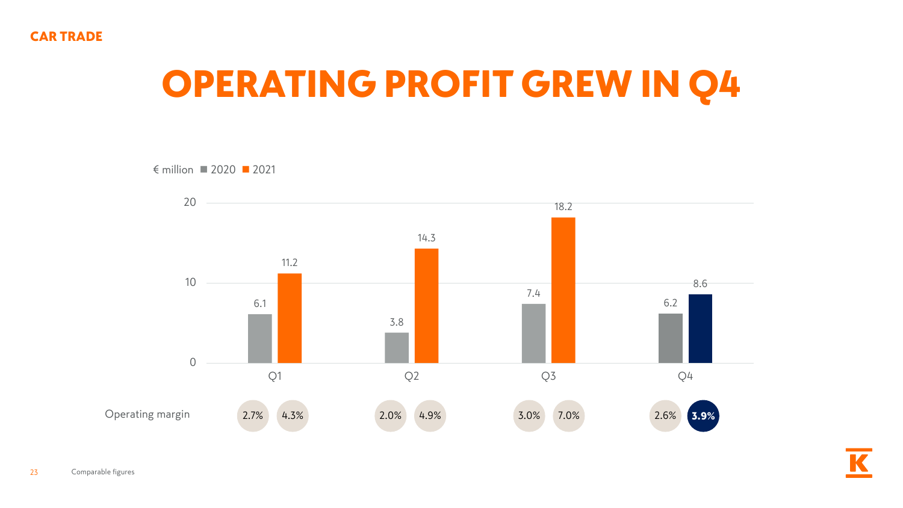CAR TRADE

# OPERATING PROFIT GREW IN Q4

€ million ■ 2020 ■ 2021

| | Q1 | Q2 | Q3 | Q4 |
|---|---|---|---|---|
| 2020 | 6.1 | 3.8 | 7.4 | 6.2 |
| 2021 | 11.2 | 14.3 | 18.2 | 8.6 |

| Operating margin | Q1 | Q2 | Q3 | Q4 |
|---|---|---|---|---|
| 2020 | 2.7% | 2.0% | 3.0% | 2.6% |
| 2021 | 4.3% | 4.9% | 7.0% | **3.9%** |

Comparable figures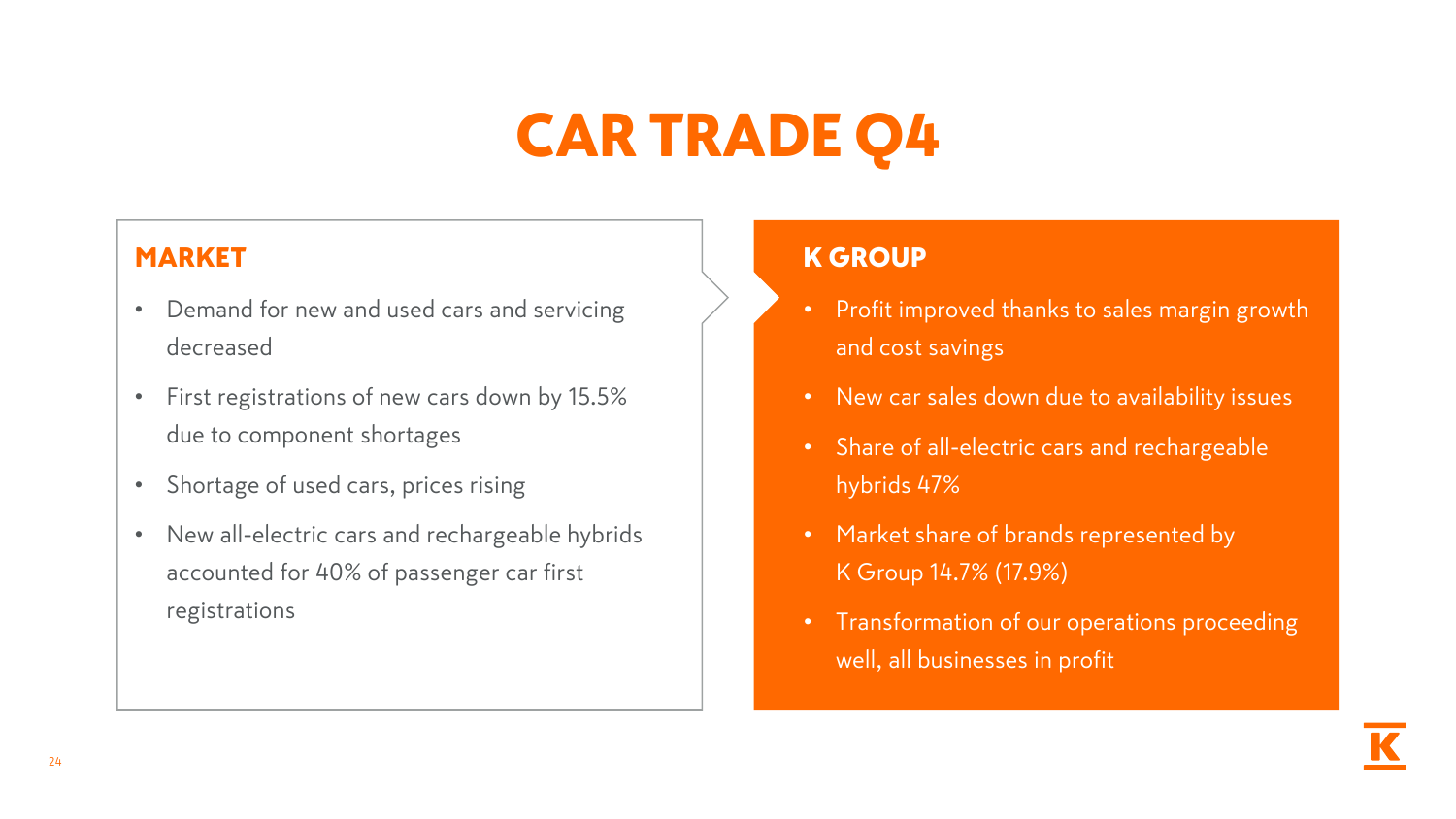# CAR TRADE Q4

## MARKET

- Demand for new and used cars and servicing decreased
- First registrations of new cars down by 15.5% due to component shortages
- Shortage of used cars, prices rising
- New all-electric cars and rechargeable hybrids accounted for 40% of passenger car first registrations

## K GROUP

- Profit improved thanks to sales margin growth and cost savings
- New car sales down due to availability issues
- Share of all-electric cars and rechargeable hybrids 47%
- Market share of brands represented by K Group 14.7% (17.9%)
- Transformation of our operations proceeding well, all businesses in profit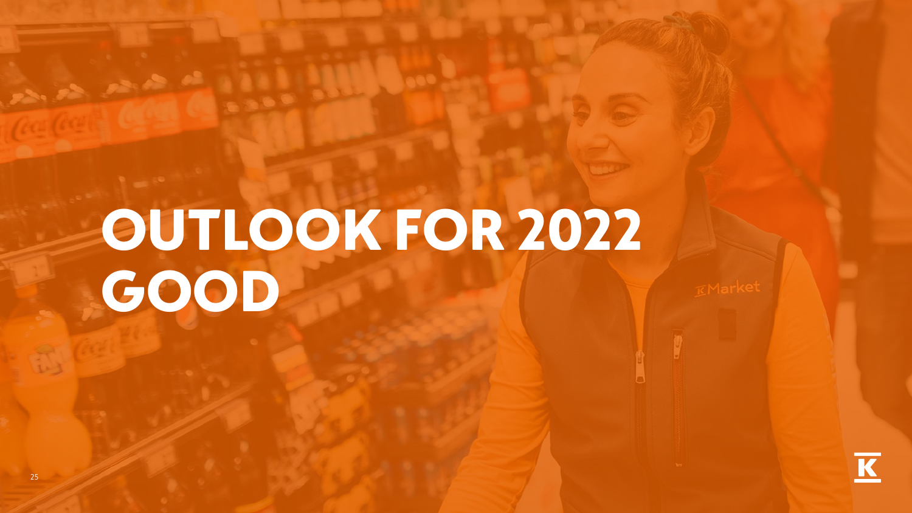# OUTLOOK FOR 2022 GOOD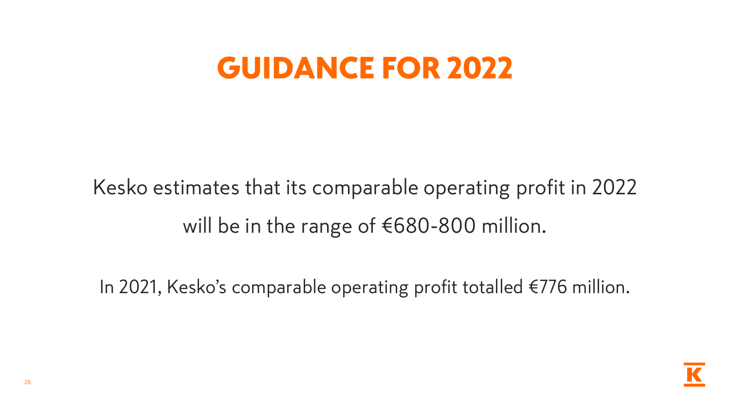# GUIDANCE FOR 2022

Kesko estimates that its comparable operating profit in 2022 will be in the range of €680-800 million.

In 2021, Kesko's comparable operating profit totalled €776 million.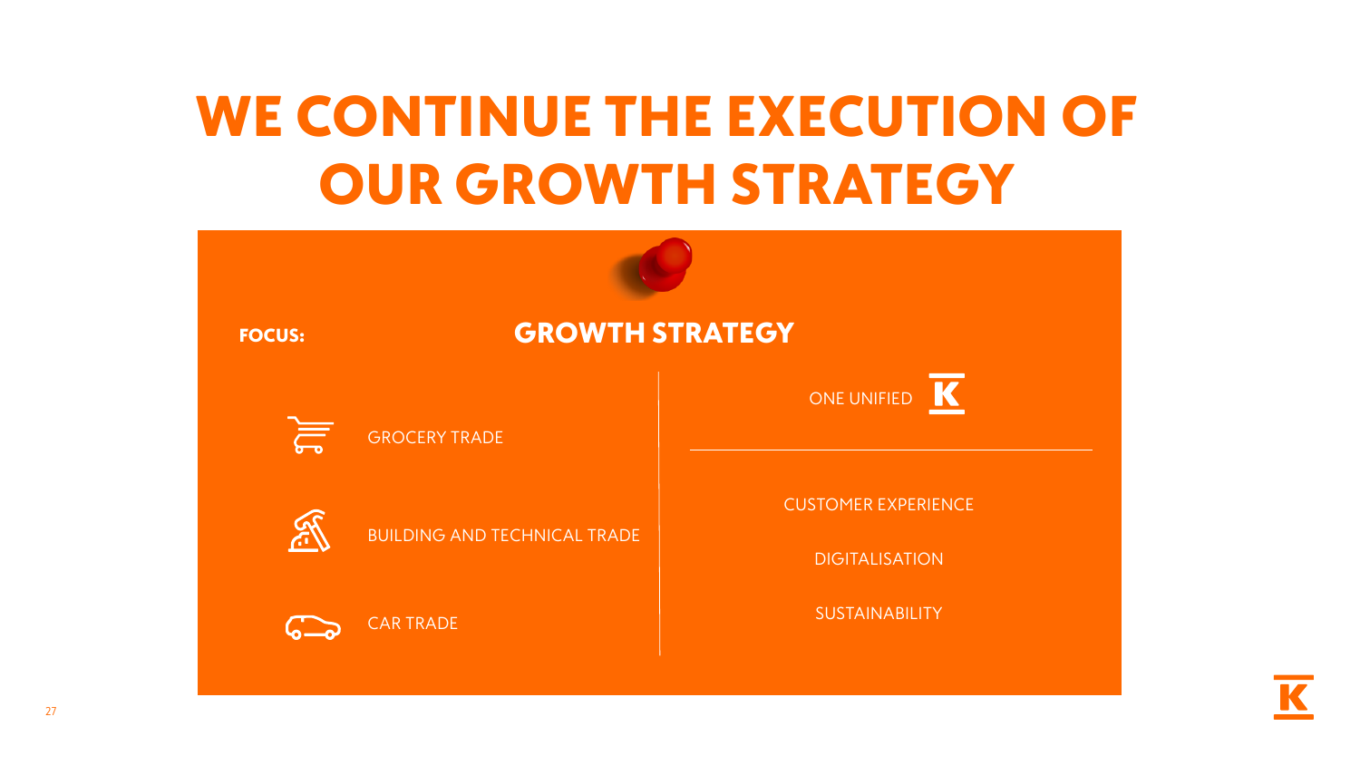# WE CONTINUE THE EXECUTION OF OUR GROWTH STRATEGY

**FOCUS:**

## GROWTH STRATEGY

- GROCERY TRADE
- BUILDING AND TECHNICAL TRADE
- CAR TRADE

ONE UNIFIED K

- CUSTOMER EXPERIENCE
- DIGITALISATION
- SUSTAINABILITY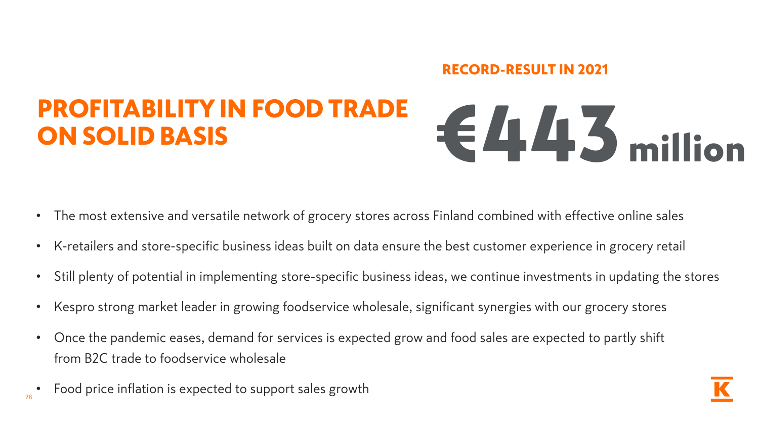# PROFITABILITY IN FOOD TRADE ON SOLID BASIS

**RECORD-RESULT IN 2021**

**€443 million**

- The most extensive and versatile network of grocery stores across Finland combined with effective online sales
- K-retailers and store-specific business ideas built on data ensure the best customer experience in grocery retail
- Still plenty of potential in implementing store-specific business ideas, we continue investments in updating the stores
- Kespro strong market leader in growing foodservice wholesale, significant synergies with our grocery stores
- Once the pandemic eases, demand for services is expected grow and food sales are expected to partly shift from B2C trade to foodservice wholesale
- Food price inflation is expected to support sales growth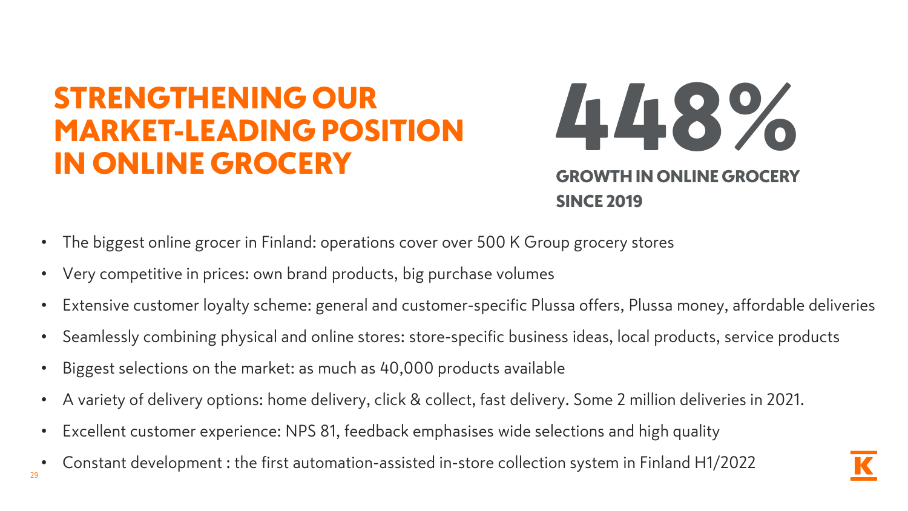# STRENGTHENING OUR MARKET-LEADING POSITION IN ONLINE GROCERY

**448%**

**GROWTH IN ONLINE GROCERY SINCE 2019**

- The biggest online grocer in Finland: operations cover over 500 K Group grocery stores
- Very competitive in prices: own brand products, big purchase volumes
- Extensive customer loyalty scheme: general and customer-specific Plussa offers, Plussa money, affordable deliveries
- Seamlessly combining physical and online stores: store-specific business ideas, local products, service products
- Biggest selections on the market: as much as 40,000 products available
- A variety of delivery options: home delivery, click & collect, fast delivery. Some 2 million deliveries in 2021.
- Excellent customer experience: NPS 81, feedback emphasises wide selections and high quality
- Constant development : the first automation-assisted in-store collection system in Finland H1/2022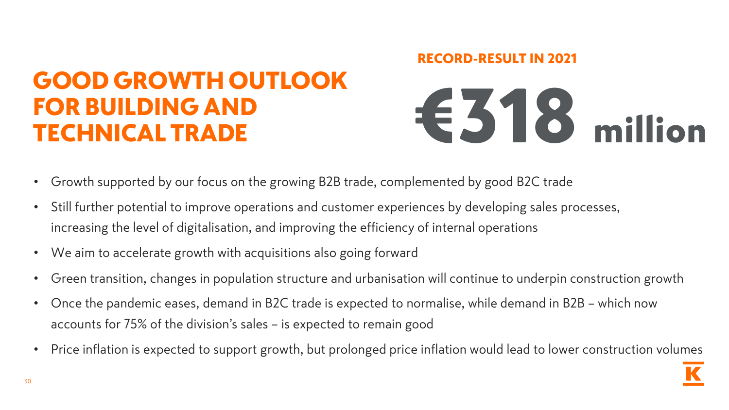# GOOD GROWTH OUTLOOK FOR BUILDING AND TECHNICAL TRADE

**RECORD-RESULT IN 2021**

**€318 million**

- Growth supported by our focus on the growing B2B trade, complemented by good B2C trade
- Still further potential to improve operations and customer experiences by developing sales processes, increasing the level of digitalisation, and improving the efficiency of internal operations
- We aim to accelerate growth with acquisitions also going forward
- Green transition, changes in population structure and urbanisation will continue to underpin construction growth
- Once the pandemic eases, demand in B2C trade is expected to normalise, while demand in B2B – which now accounts for 75% of the division's sales – is expected to remain good
- Price inflation is expected to support growth, but prolonged price inflation would lead to lower construction volumes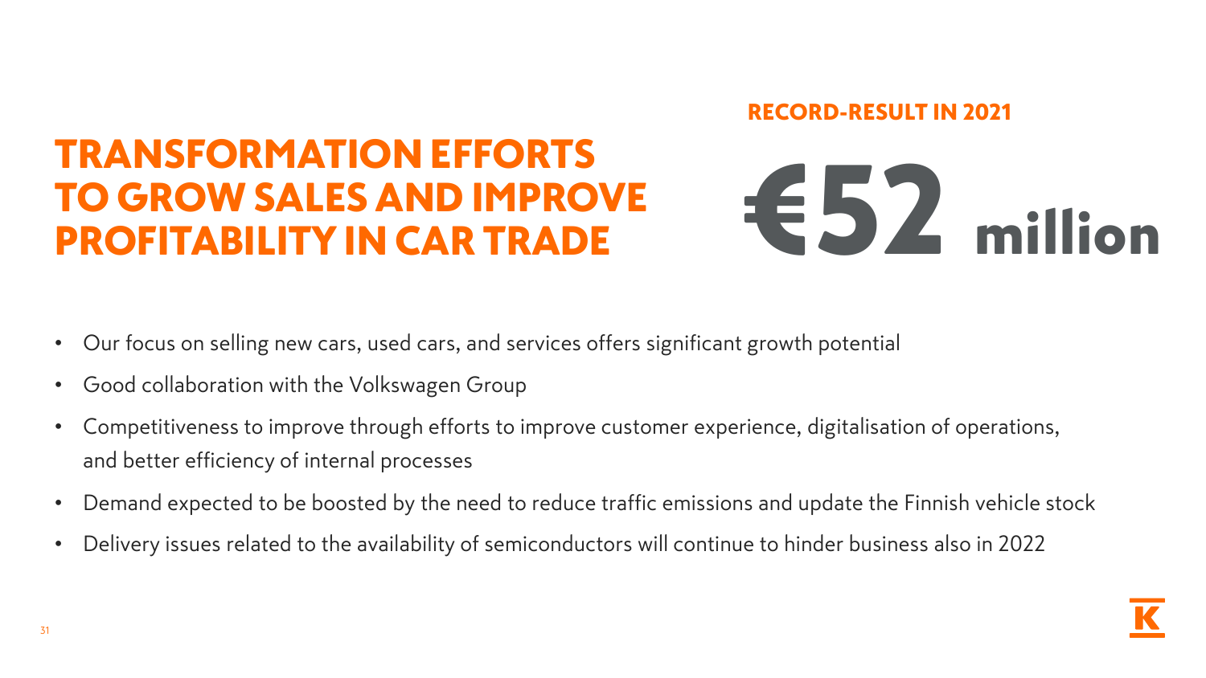# TRANSFORMATION EFFORTS TO GROW SALES AND IMPROVE PROFITABILITY IN CAR TRADE

**RECORD-RESULT IN 2021**

**€52 million**

- Our focus on selling new cars, used cars, and services offers significant growth potential
- Good collaboration with the Volkswagen Group
- Competitiveness to improve through efforts to improve customer experience, digitalisation of operations, and better efficiency of internal processes
- Demand expected to be boosted by the need to reduce traffic emissions and update the Finnish vehicle stock
- Delivery issues related to the availability of semiconductors will continue to hinder business also in 2022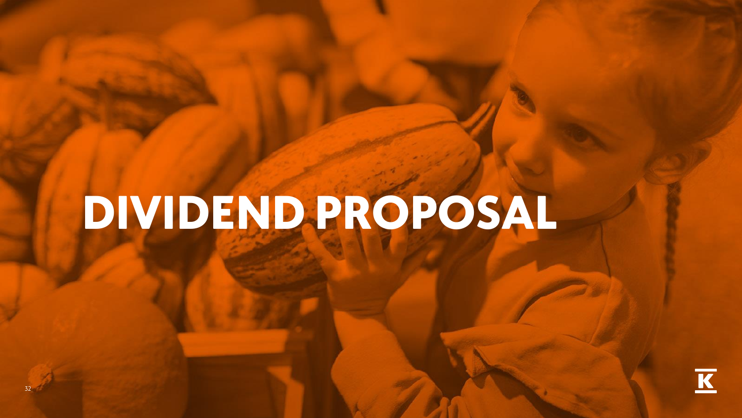# DIVIDEND PROPOSAL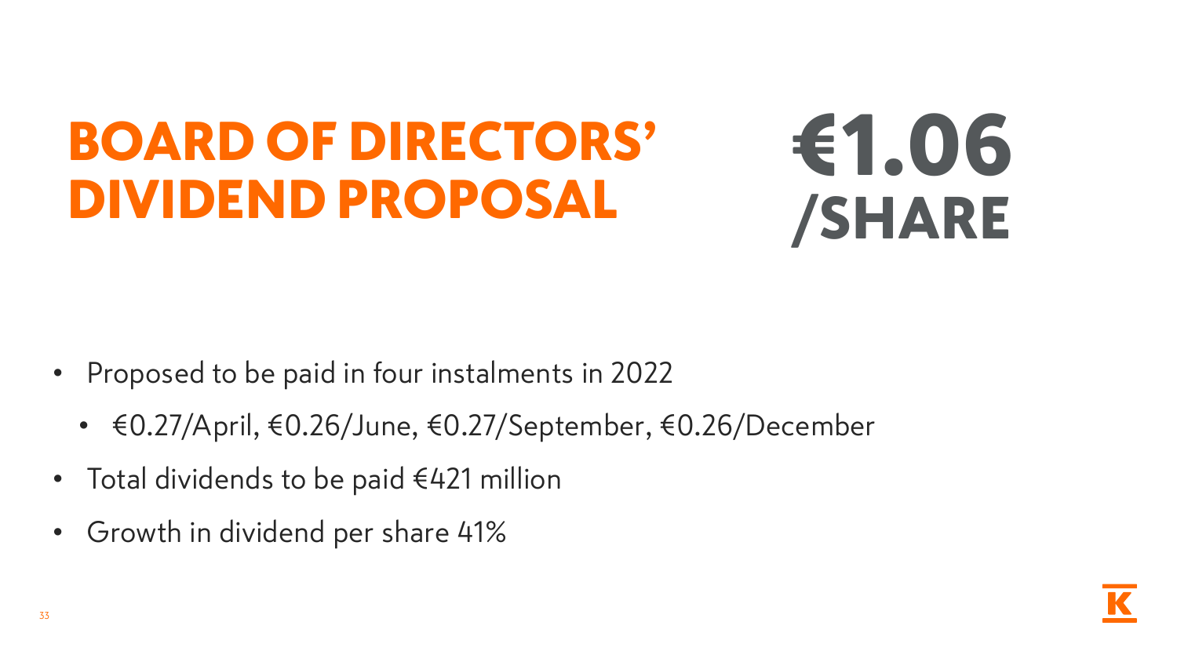# BOARD OF DIRECTORS' DIVIDEND PROPOSAL

# €1.06 /SHARE

- Proposed to be paid in four instalments in 2022
  - €0.27/April, €0.26/June, €0.27/September, €0.26/December
- Total dividends to be paid €421 million
- Growth in dividend per share 41%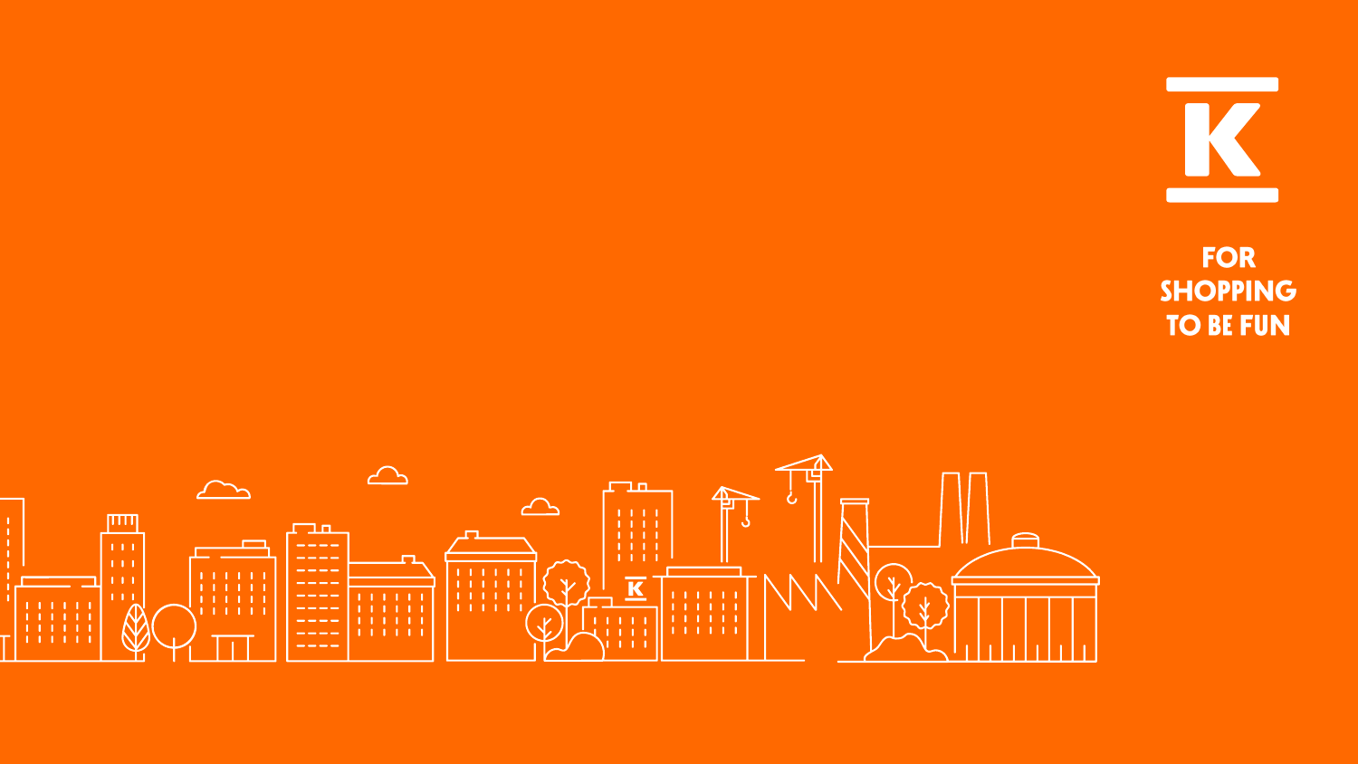FOR SHOPPING TO BE FUN